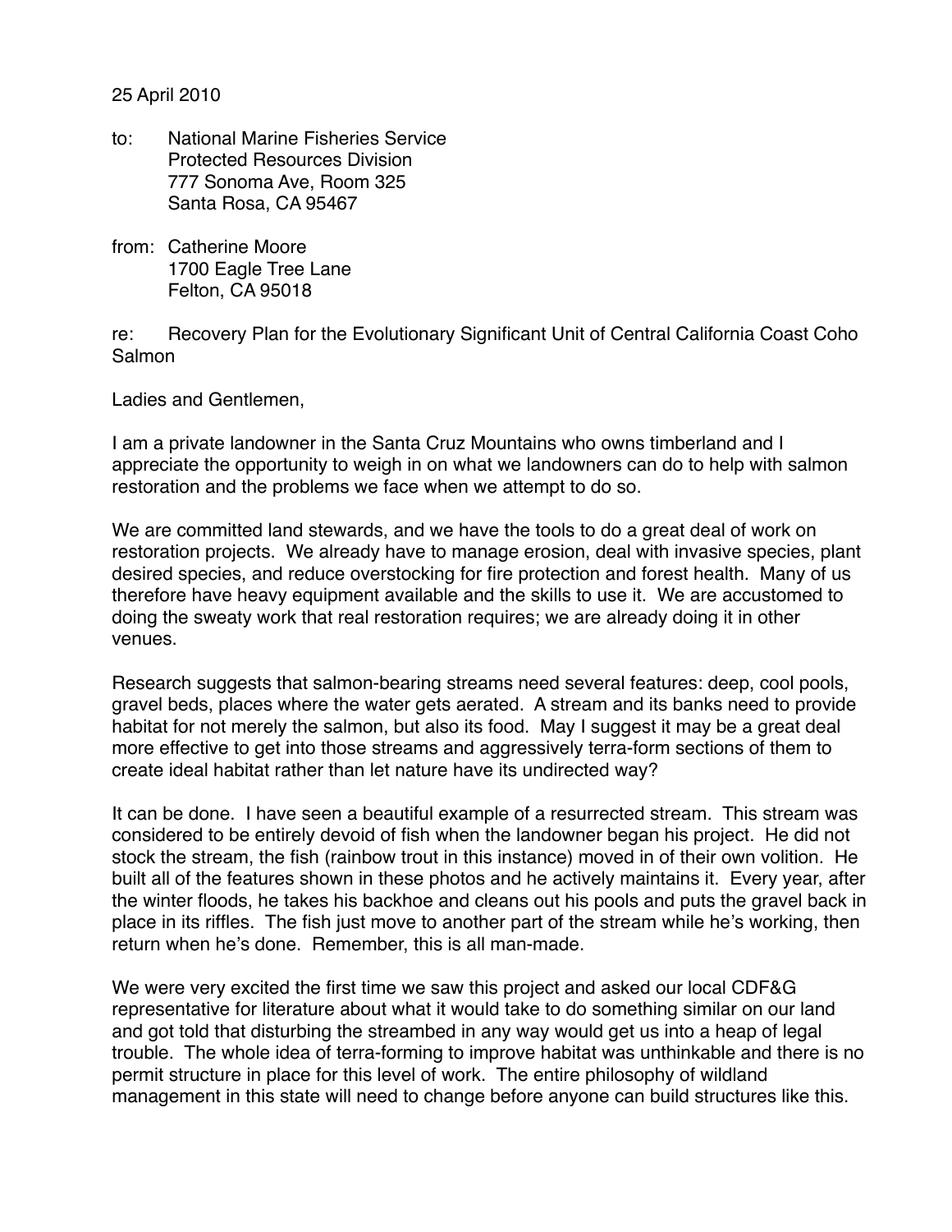25 April 2010

to: National Marine Fisheries Service
Protected Resources Division
777 Sonoma Ave, Room 325
Santa Rosa, CA 95467

from: Catherine Moore
1700 Eagle Tree Lane
Felton, CA 95018

re: Recovery Plan for the Evolutionary Significant Unit of Central California Coast Coho Salmon

Ladies and Gentlemen,

I am a private landowner in the Santa Cruz Mountains who owns timberland and I appreciate the opportunity to weigh in on what we landowners can do to help with salmon restoration and the problems we face when we attempt to do so.

We are committed land stewards, and we have the tools to do a great deal of work on restoration projects. We already have to manage erosion, deal with invasive species, plant desired species, and reduce overstocking for fire protection and forest health. Many of us therefore have heavy equipment available and the skills to use it. We are accustomed to doing the sweaty work that real restoration requires; we are already doing it in other venues.

Research suggests that salmon-bearing streams need several features: deep, cool pools, gravel beds, places where the water gets aerated. A stream and its banks need to provide habitat for not merely the salmon, but also its food. May I suggest it may be a great deal more effective to get into those streams and aggressively terra-form sections of them to create ideal habitat rather than let nature have its undirected way?

It can be done. I have seen a beautiful example of a resurrected stream. This stream was considered to be entirely devoid of fish when the landowner began his project. He did not stock the stream, the fish (rainbow trout in this instance) moved in of their own volition. He built all of the features shown in these photos and he actively maintains it. Every year, after the winter floods, he takes his backhoe and cleans out his pools and puts the gravel back in place in its riffles. The fish just move to another part of the stream while he's working, then return when he's done. Remember, this is all man-made.

We were very excited the first time we saw this project and asked our local CDF&G representative for literature about what it would take to do something similar on our land and got told that disturbing the streambed in any way would get us into a heap of legal trouble. The whole idea of terra-forming to improve habitat was unthinkable and there is no permit structure in place for this level of work. The entire philosophy of wildland management in this state will need to change before anyone can build structures like this.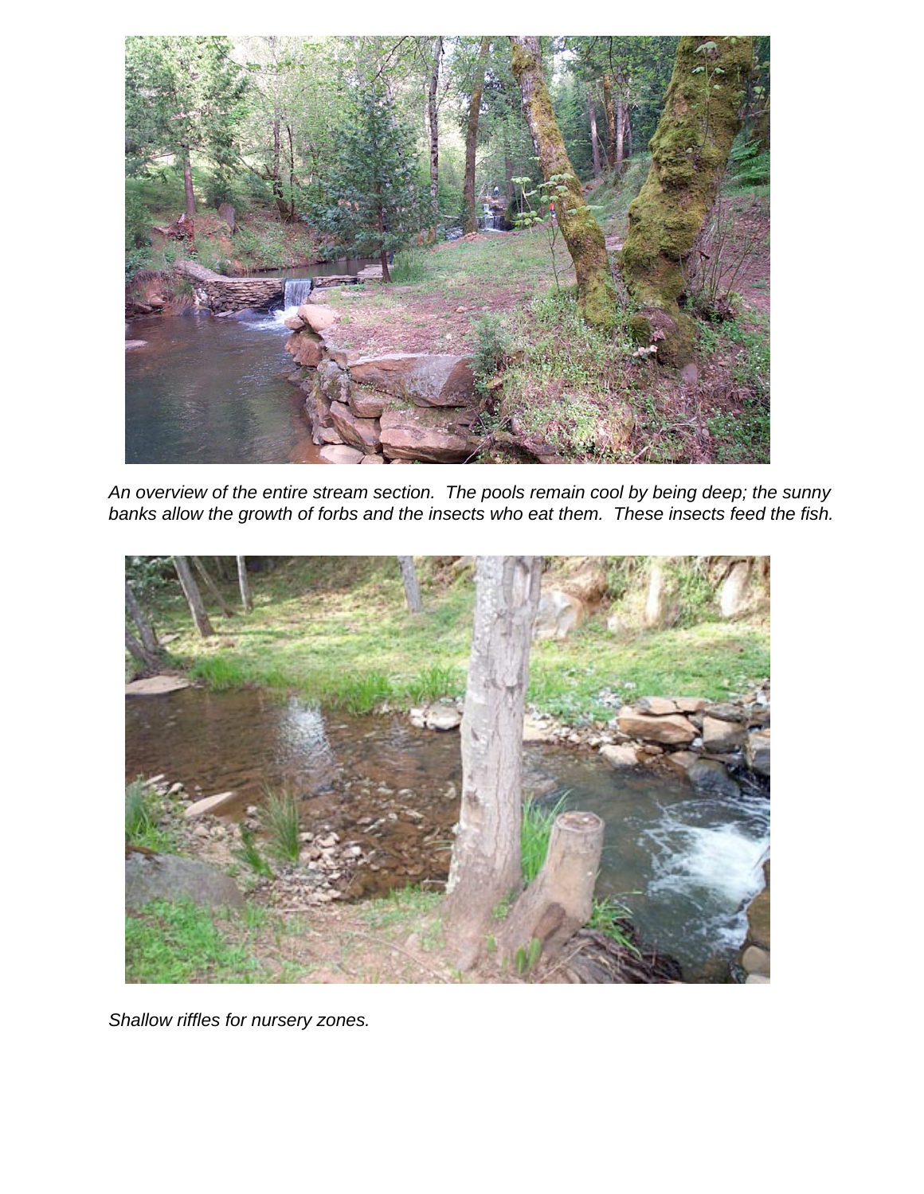*An overview of the entire stream section. The pools remain cool by being deep; the sunny banks allow the growth of forbs and the insects who eat them. These insects feed the fish.*

*Shallow riffles for nursery zones.*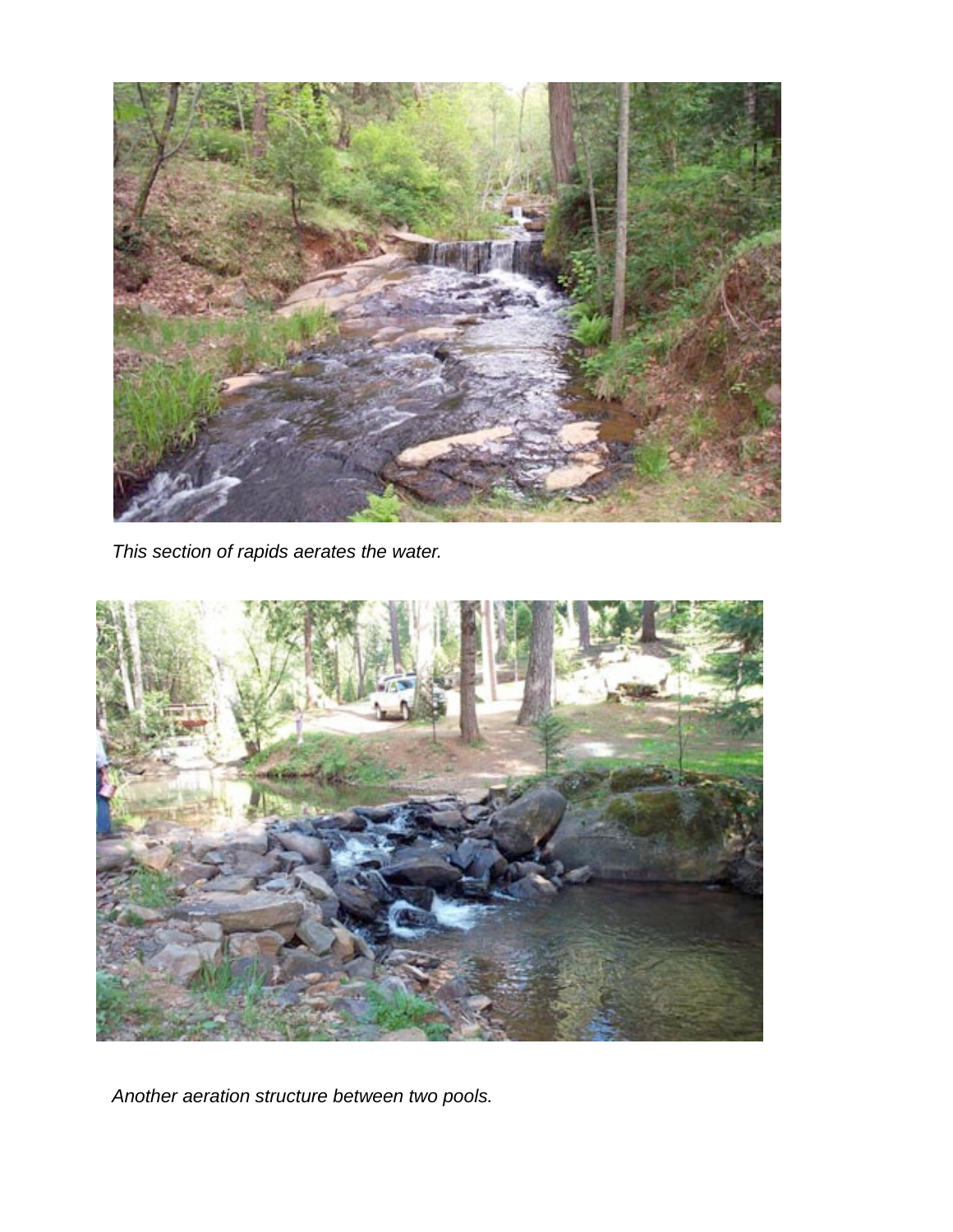*This section of rapids aerates the water.*

*Another aeration structure between two pools.*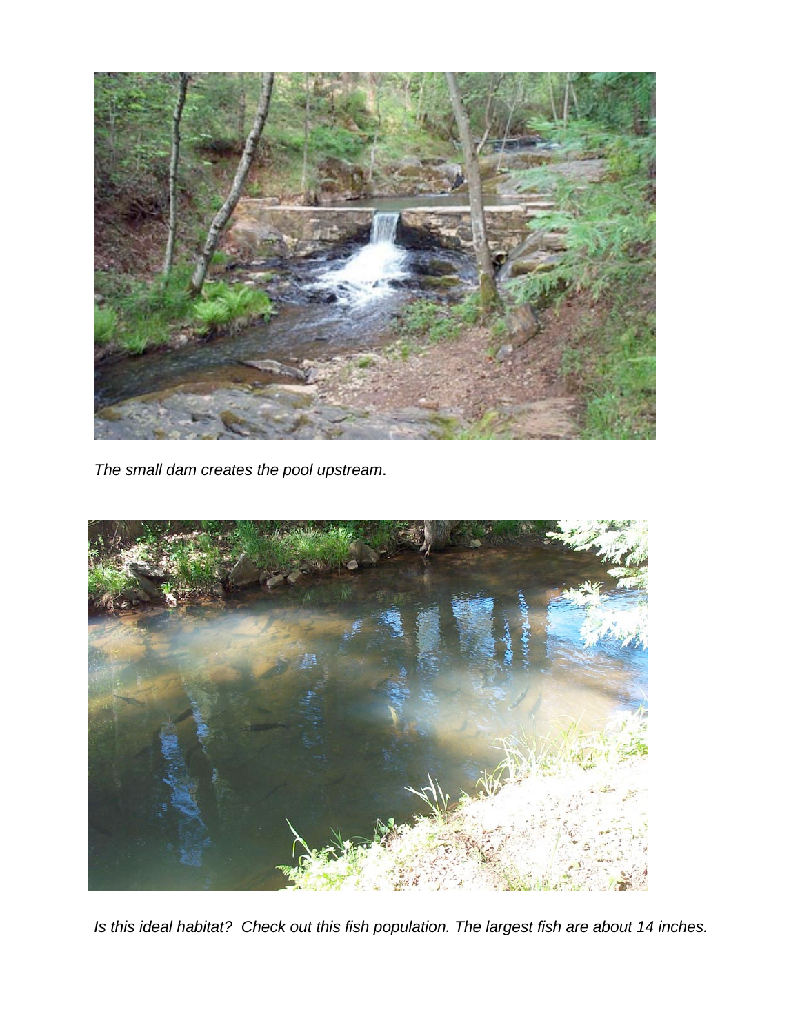*The small dam creates the pool upstream*.

*Is this ideal habitat? Check out this fish population. The largest fish are about 14 inches.*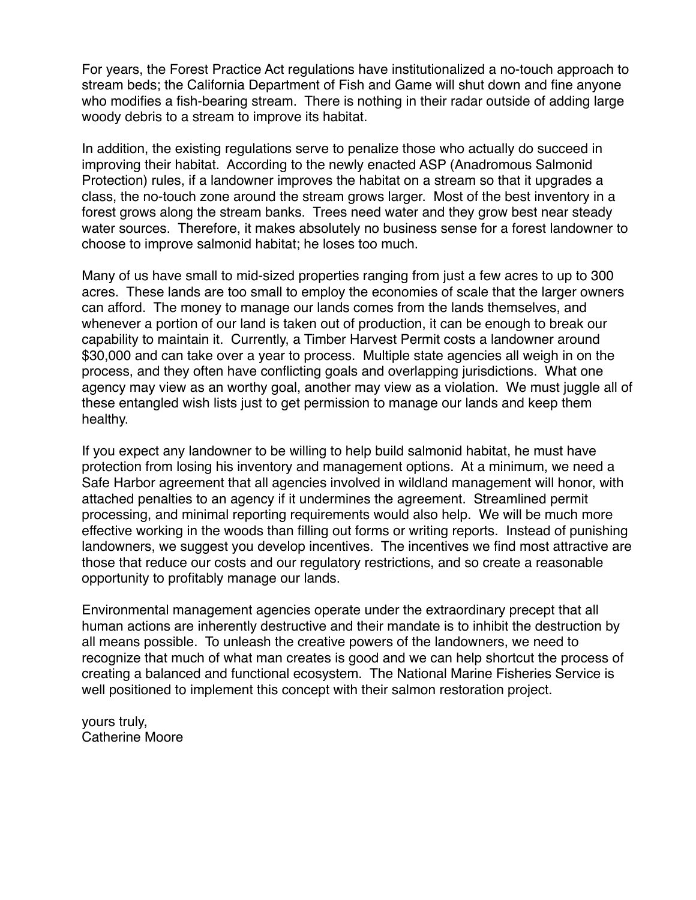For years, the Forest Practice Act regulations have institutionalized a no-touch approach to stream beds; the California Department of Fish and Game will shut down and fine anyone who modifies a fish-bearing stream. There is nothing in their radar outside of adding large woody debris to a stream to improve its habitat.

In addition, the existing regulations serve to penalize those who actually do succeed in improving their habitat. According to the newly enacted ASP (Anadromous Salmonid Protection) rules, if a landowner improves the habitat on a stream so that it upgrades a class, the no-touch zone around the stream grows larger. Most of the best inventory in a forest grows along the stream banks. Trees need water and they grow best near steady water sources. Therefore, it makes absolutely no business sense for a forest landowner to choose to improve salmonid habitat; he loses too much.

Many of us have small to mid-sized properties ranging from just a few acres to up to 300 acres. These lands are too small to employ the economies of scale that the larger owners can afford. The money to manage our lands comes from the lands themselves, and whenever a portion of our land is taken out of production, it can be enough to break our capability to maintain it. Currently, a Timber Harvest Permit costs a landowner around $30,000 and can take over a year to process. Multiple state agencies all weigh in on the process, and they often have conflicting goals and overlapping jurisdictions. What one agency may view as an worthy goal, another may view as a violation. We must juggle all of these entangled wish lists just to get permission to manage our lands and keep them healthy.

If you expect any landowner to be willing to help build salmonid habitat, he must have protection from losing his inventory and management options. At a minimum, we need a Safe Harbor agreement that all agencies involved in wildland management will honor, with attached penalties to an agency if it undermines the agreement. Streamlined permit processing, and minimal reporting requirements would also help. We will be much more effective working in the woods than filling out forms or writing reports. Instead of punishing landowners, we suggest you develop incentives. The incentives we find most attractive are those that reduce our costs and our regulatory restrictions, and so create a reasonable opportunity to profitably manage our lands.

Environmental management agencies operate under the extraordinary precept that all human actions are inherently destructive and their mandate is to inhibit the destruction by all means possible. To unleash the creative powers of the landowners, we need to recognize that much of what man creates is good and we can help shortcut the process of creating a balanced and functional ecosystem. The National Marine Fisheries Service is well positioned to implement this concept with their salmon restoration project.

yours truly,  
Catherine Moore